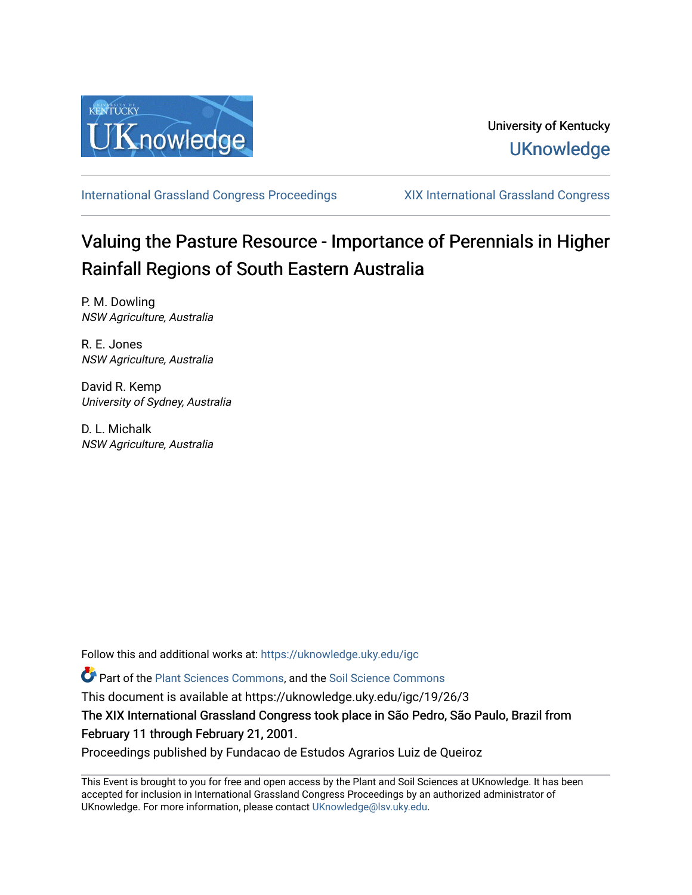University of Kentucky

UKnowledge

International Grassland Congress Proceedings | XIX International Grassland Congress

# Valuing the Pasture Resource - Importance of Perennials in Higher Rainfall Regions of South Eastern Australia

P. M. Dowling
*NSW Agriculture, Australia*

R. E. Jones
*NSW Agriculture, Australia*

David R. Kemp
*University of Sydney, Australia*

D. L. Michalk
*NSW Agriculture, Australia*

Follow this and additional works at: https://uknowledge.uky.edu/igc

Part of the Plant Sciences Commons, and the Soil Science Commons

This document is available at https://uknowledge.uky.edu/igc/19/26/3

The XIX International Grassland Congress took place in São Pedro, São Paulo, Brazil from February 11 through February 21, 2001.

Proceedings published by Fundacao de Estudos Agrarios Luiz de Queiroz

This Event is brought to you for free and open access by the Plant and Soil Sciences at UKnowledge. It has been accepted for inclusion in International Grassland Congress Proceedings by an authorized administrator of UKnowledge. For more information, please contact UKnowledge@lsv.uky.edu.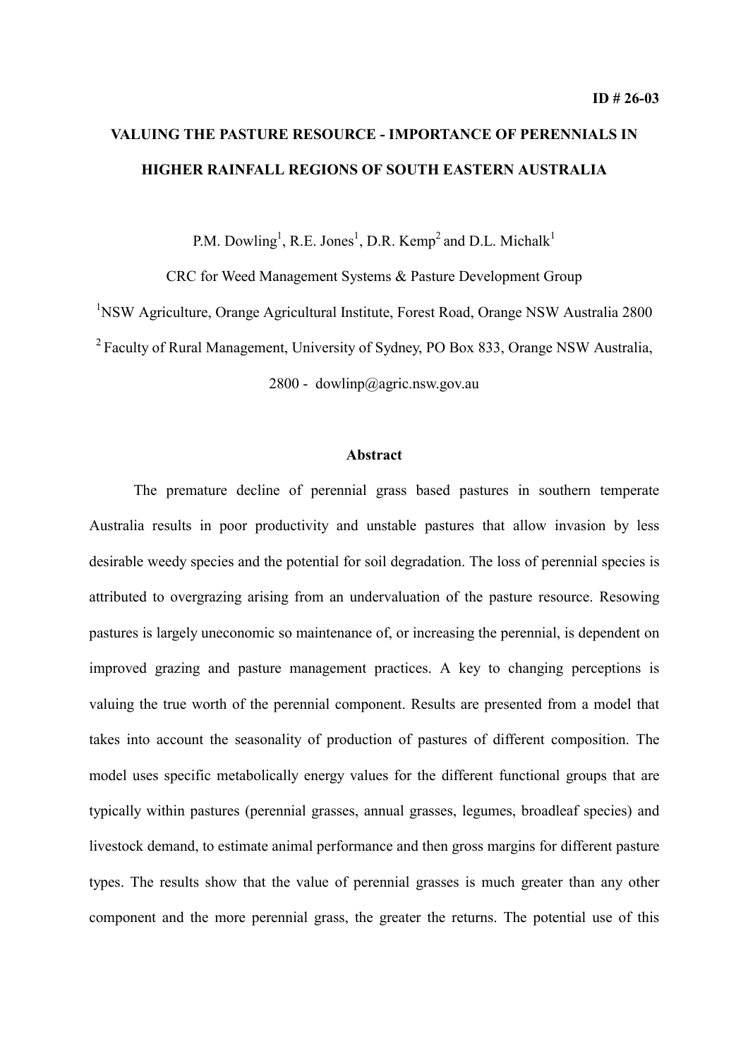ID # 26-03

# VALUING THE PASTURE RESOURCE - IMPORTANCE OF PERENNIALS IN HIGHER RAINFALL REGIONS OF SOUTH EASTERN AUSTRALIA

P.M. Dowling[1], R.E. Jones[1], D.R. Kemp[2] and D.L. Michalk[1]

CRC for Weed Management Systems & Pasture Development Group

[1]NSW Agriculture, Orange Agricultural Institute, Forest Road, Orange NSW Australia 2800

[2] Faculty of Rural Management, University of Sydney, PO Box 833, Orange NSW Australia, 2800 - dowlinp@agric.nsw.gov.au

## Abstract

The premature decline of perennial grass based pastures in southern temperate Australia results in poor productivity and unstable pastures that allow invasion by less desirable weedy species and the potential for soil degradation. The loss of perennial species is attributed to overgrazing arising from an undervaluation of the pasture resource. Resowing pastures is largely uneconomic so maintenance of, or increasing the perennial, is dependent on improved grazing and pasture management practices. A key to changing perceptions is valuing the true worth of the perennial component. Results are presented from a model that takes into account the seasonality of production of pastures of different composition. The model uses specific metabolically energy values for the different functional groups that are typically within pastures (perennial grasses, annual grasses, legumes, broadleaf species) and livestock demand, to estimate animal performance and then gross margins for different pasture types. The results show that the value of perennial grasses is much greater than any other component and the more perennial grass, the greater the returns. The potential use of this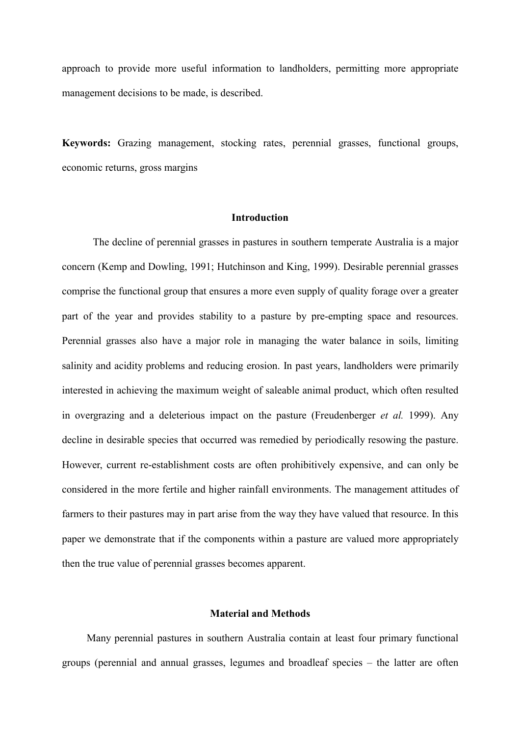approach to provide more useful information to landholders, permitting more appropriate management decisions to be made, is described.

**Keywords:** Grazing management, stocking rates, perennial grasses, functional groups, economic returns, gross margins

## Introduction

The decline of perennial grasses in pastures in southern temperate Australia is a major concern (Kemp and Dowling, 1991; Hutchinson and King, 1999). Desirable perennial grasses comprise the functional group that ensures a more even supply of quality forage over a greater part of the year and provides stability to a pasture by pre-empting space and resources. Perennial grasses also have a major role in managing the water balance in soils, limiting salinity and acidity problems and reducing erosion. In past years, landholders were primarily interested in achieving the maximum weight of saleable animal product, which often resulted in overgrazing and a deleterious impact on the pasture (Freudenberger *et al.* 1999). Any decline in desirable species that occurred was remedied by periodically resowing the pasture. However, current re-establishment costs are often prohibitively expensive, and can only be considered in the more fertile and higher rainfall environments. The management attitudes of farmers to their pastures may in part arise from the way they have valued that resource. In this paper we demonstrate that if the components within a pasture are valued more appropriately then the true value of perennial grasses becomes apparent.

## Material and Methods

Many perennial pastures in southern Australia contain at least four primary functional groups (perennial and annual grasses, legumes and broadleaf species – the latter are often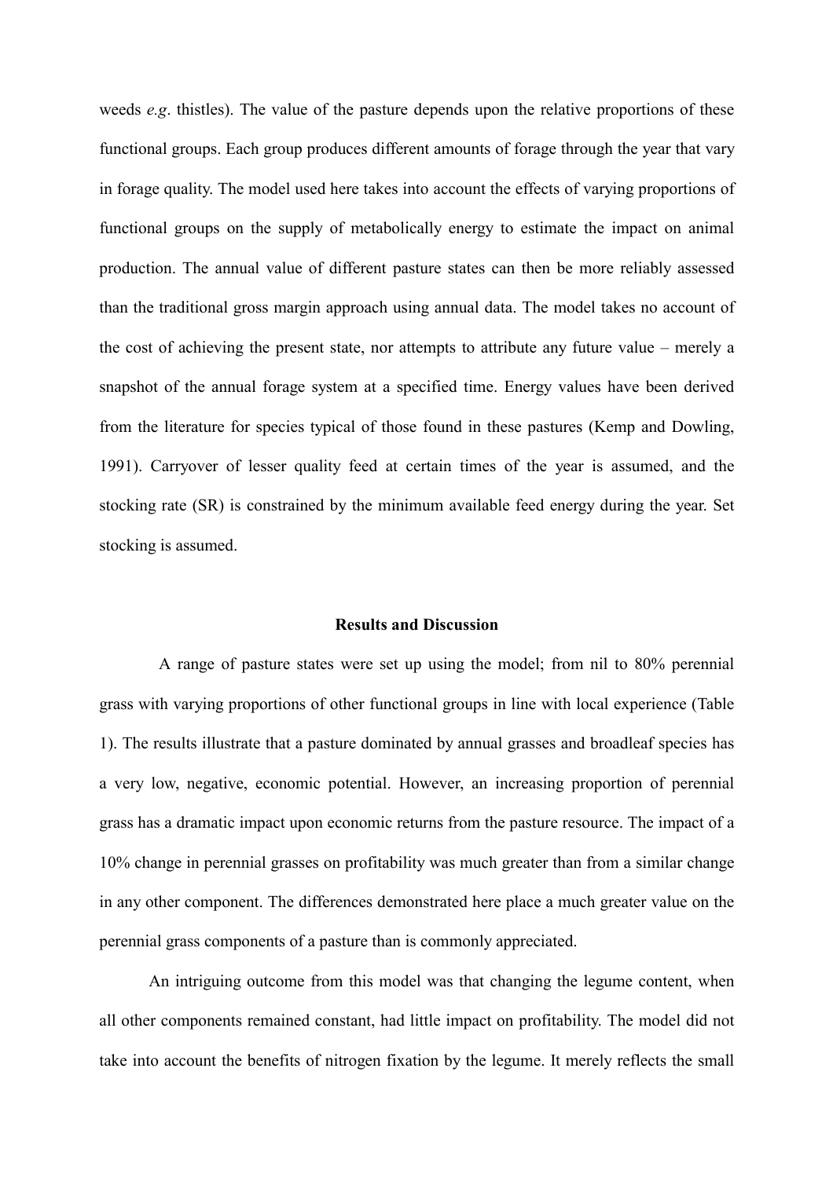weeds *e.g*. thistles). The value of the pasture depends upon the relative proportions of these functional groups. Each group produces different amounts of forage through the year that vary in forage quality. The model used here takes into account the effects of varying proportions of functional groups on the supply of metabolically energy to estimate the impact on animal production. The annual value of different pasture states can then be more reliably assessed than the traditional gross margin approach using annual data. The model takes no account of the cost of achieving the present state, nor attempts to attribute any future value – merely a snapshot of the annual forage system at a specified time. Energy values have been derived from the literature for species typical of those found in these pastures (Kemp and Dowling, 1991). Carryover of lesser quality feed at certain times of the year is assumed, and the stocking rate (SR) is constrained by the minimum available feed energy during the year. Set stocking is assumed.

## Results and Discussion

A range of pasture states were set up using the model; from nil to 80% perennial grass with varying proportions of other functional groups in line with local experience (Table 1). The results illustrate that a pasture dominated by annual grasses and broadleaf species has a very low, negative, economic potential. However, an increasing proportion of perennial grass has a dramatic impact upon economic returns from the pasture resource. The impact of a 10% change in perennial grasses on profitability was much greater than from a similar change in any other component. The differences demonstrated here place a much greater value on the perennial grass components of a pasture than is commonly appreciated.

An intriguing outcome from this model was that changing the legume content, when all other components remained constant, had little impact on profitability. The model did not take into account the benefits of nitrogen fixation by the legume. It merely reflects the small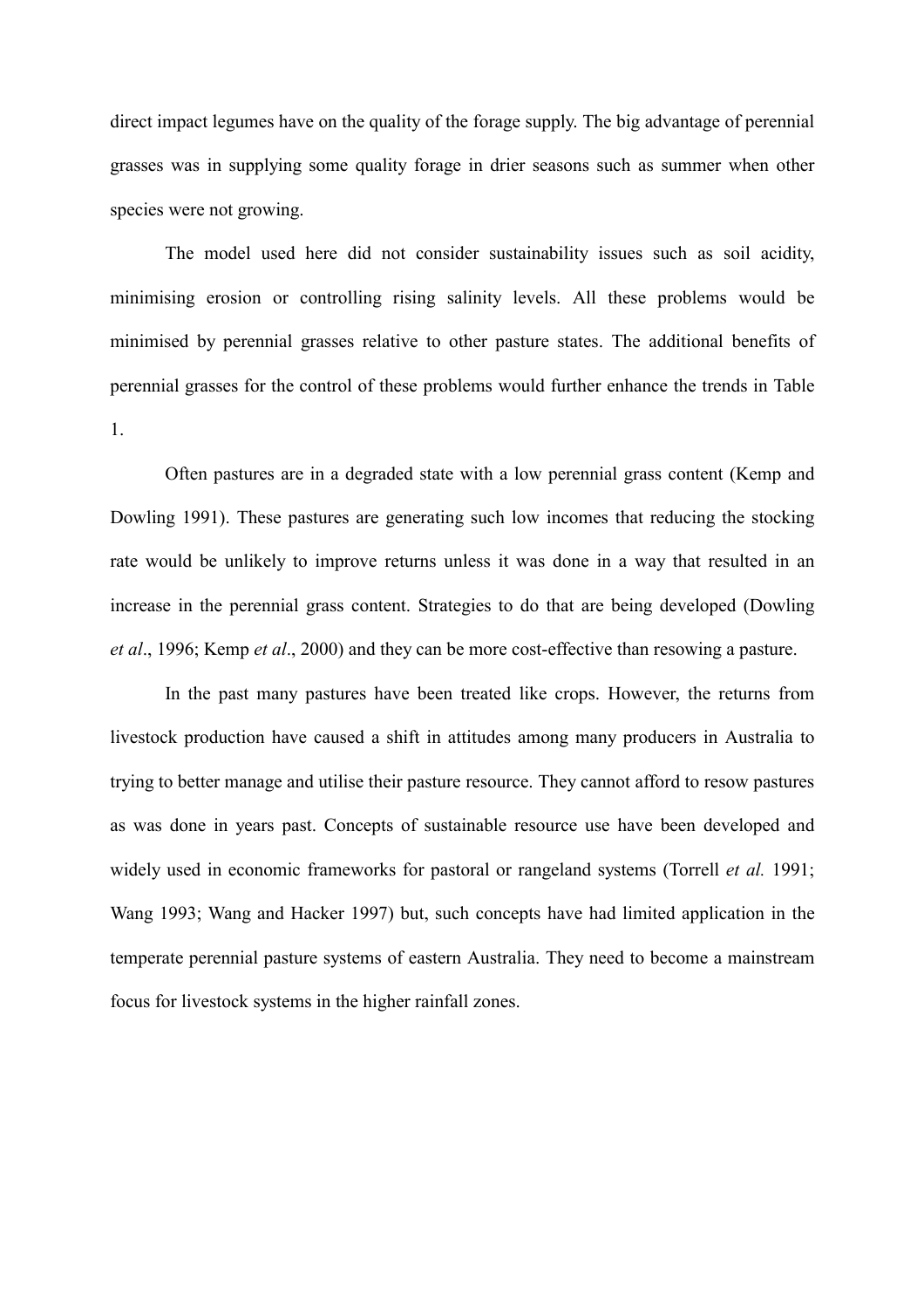direct impact legumes have on the quality of the forage supply. The big advantage of perennial grasses was in supplying some quality forage in drier seasons such as summer when other species were not growing.

The model used here did not consider sustainability issues such as soil acidity, minimising erosion or controlling rising salinity levels. All these problems would be minimised by perennial grasses relative to other pasture states. The additional benefits of perennial grasses for the control of these problems would further enhance the trends in Table 1.

Often pastures are in a degraded state with a low perennial grass content (Kemp and Dowling 1991). These pastures are generating such low incomes that reducing the stocking rate would be unlikely to improve returns unless it was done in a way that resulted in an increase in the perennial grass content. Strategies to do that are being developed (Dowling *et al*., 1996; Kemp *et al*., 2000) and they can be more cost-effective than resowing a pasture.

In the past many pastures have been treated like crops. However, the returns from livestock production have caused a shift in attitudes among many producers in Australia to trying to better manage and utilise their pasture resource. They cannot afford to resow pastures as was done in years past. Concepts of sustainable resource use have been developed and widely used in economic frameworks for pastoral or rangeland systems (Torrell *et al.* 1991; Wang 1993; Wang and Hacker 1997) but, such concepts have had limited application in the temperate perennial pasture systems of eastern Australia. They need to become a mainstream focus for livestock systems in the higher rainfall zones.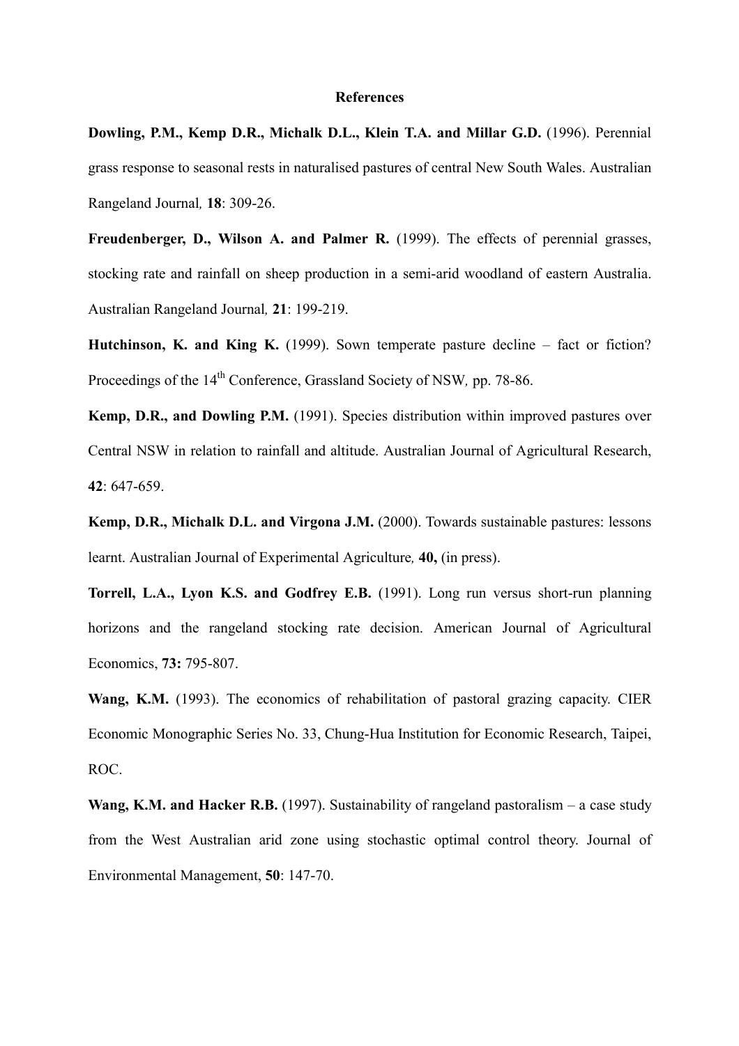## References

**Dowling, P.M., Kemp D.R., Michalk D.L., Klein T.A. and Millar G.D.** (1996). Perennial grass response to seasonal rests in naturalised pastures of central New South Wales. Australian Rangeland Journal, **18**: 309-26.

**Freudenberger, D., Wilson A. and Palmer R.** (1999). The effects of perennial grasses, stocking rate and rainfall on sheep production in a semi-arid woodland of eastern Australia. Australian Rangeland Journal, **21**: 199-219.

**Hutchinson, K. and King K.** (1999). Sown temperate pasture decline – fact or fiction? Proceedings of the 14th Conference, Grassland Society of NSW, pp. 78-86.

**Kemp, D.R., and Dowling P.M.** (1991). Species distribution within improved pastures over Central NSW in relation to rainfall and altitude. Australian Journal of Agricultural Research, **42**: 647-659.

**Kemp, D.R., Michalk D.L. and Virgona J.M.** (2000). Towards sustainable pastures: lessons learnt. Australian Journal of Experimental Agriculture, **40,** (in press).

**Torrell, L.A., Lyon K.S. and Godfrey E.B.** (1991). Long run versus short-run planning horizons and the rangeland stocking rate decision. American Journal of Agricultural Economics, **73:** 795-807.

**Wang, K.M.** (1993). The economics of rehabilitation of pastoral grazing capacity. CIER Economic Monographic Series No. 33, Chung-Hua Institution for Economic Research, Taipei, ROC.

**Wang, K.M. and Hacker R.B.** (1997). Sustainability of rangeland pastoralism – a case study from the West Australian arid zone using stochastic optimal control theory. Journal of Environmental Management, **50**: 147-70.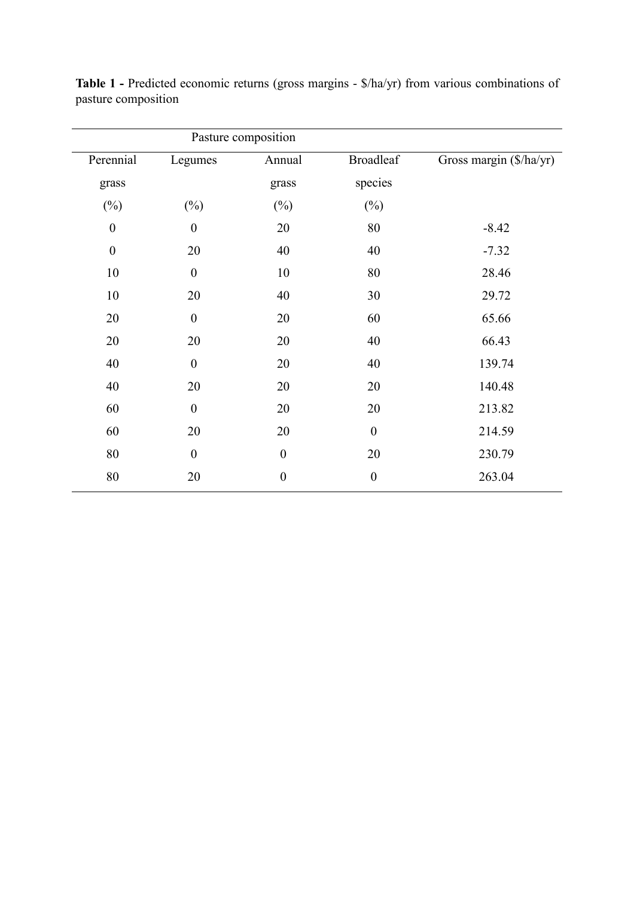**Table 1 -** Predicted economic returns (gross margins - \$/ha/yr) from various combinations of pasture composition

| Pasture composition | | | | |
|---|---|---|---|---|
| Perennial grass (%) | Legumes (%) | Annual grass (%) | Broadleaf species (%) | Gross margin (\$/ha/yr) |
| 0 | 0 | 20 | 80 | -8.42 |
| 0 | 20 | 40 | 40 | -7.32 |
| 10 | 0 | 10 | 80 | 28.46 |
| 10 | 20 | 40 | 30 | 29.72 |
| 20 | 0 | 20 | 60 | 65.66 |
| 20 | 20 | 20 | 40 | 66.43 |
| 40 | 0 | 20 | 40 | 139.74 |
| 40 | 20 | 20 | 20 | 140.48 |
| 60 | 0 | 20 | 20 | 213.82 |
| 60 | 20 | 20 | 0 | 214.59 |
| 80 | 0 | 0 | 20 | 230.79 |
| 80 | 20 | 0 | 0 | 263.04 |